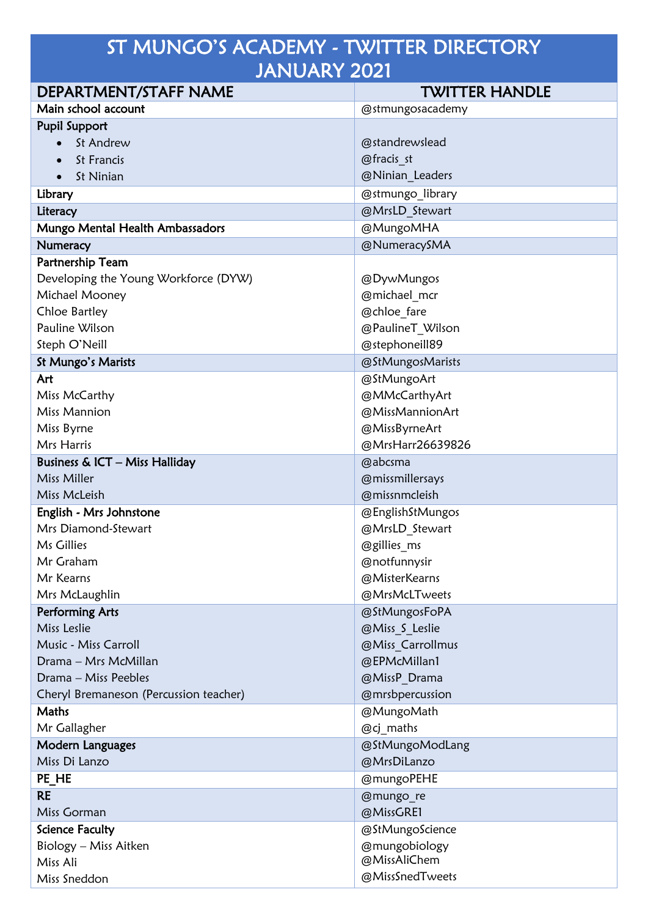# ST MUNGO'S ACADEMY - TWITTER DIRECTORY JANUARY 2021

| DEPARTMENT/STAFF NAME | TWITTER HANDLE |
|---|---|
| **Main school account** | @stmungosacademy |
| **Pupil Support** | |
| • St Andrew | @standrewslead |
| • St Francis | @fracis_st |
| • St Ninian | @Ninian_Leaders |
| **Library** | @stmungo_library |
| **Literacy** | @MrsLD_Stewart |
| **Mungo Mental Health Ambassadors** | @MungoMHA |
| **Numeracy** | @NumeracySMA |
| **Partnership Team** | |
| Developing the Young Workforce (DYW) | @DywMungos |
| Michael Mooney | @michael_mcr |
| Chloe Bartley | @chloe_fare |
| Pauline Wilson | @PaulineT_Wilson |
| Steph O'Neill | @stephoneill89 |
| **St Mungo's Marists** | @StMungosMarists |
| **Art** | @StMungoArt |
| Miss McCarthy | @MMcCarthyArt |
| Miss Mannion | @MissMannionArt |
| Miss Byrne | @MissByrneArt |
| Mrs Harris | @MrsHarr26639826 |
| **Business & ICT – Miss Halliday** | @abcsma |
| Miss Miller | @missmillersays |
| Miss McLeish | @missnmcleish |
| **English - Mrs Johnstone** | @EnglishStMungos |
| Mrs Diamond-Stewart | @MrsLD_Stewart |
| Ms Gillies | @gillies_ms |
| Mr Graham | @notfunnysir |
| Mr Kearns | @MisterKearns |
| Mrs McLaughlin | @MrsMcLTweets |
| **Performing Arts** | @StMungosFoPA |
| Miss Leslie | @Miss_S_Leslie |
| Music - Miss Carroll | @Miss_Carrollmus |
| Drama – Mrs McMillan | @EPMcMillan1 |
| Drama – Miss Peebles | @MissP_Drama |
| Cheryl Bremaneson (Percussion teacher) | @mrsbpercussion |
| **Maths** | @MungoMath |
| Mr Gallagher | @cj_maths |
| **Modern Languages** | @StMungoModLang |
| Miss Di Lanzo | @MrsDiLanzo |
| **PE_HE** | @mungoPEHE |
| **RE** | @mungo_re |
| Miss Gorman | @MissGRE1 |
| **Science Faculty** | @StMungoScience |
| Biology – Miss Aitken | @mungobiology |
| Miss Ali | @MissAliChem |
| Miss Sneddon | @MissSnedTweets |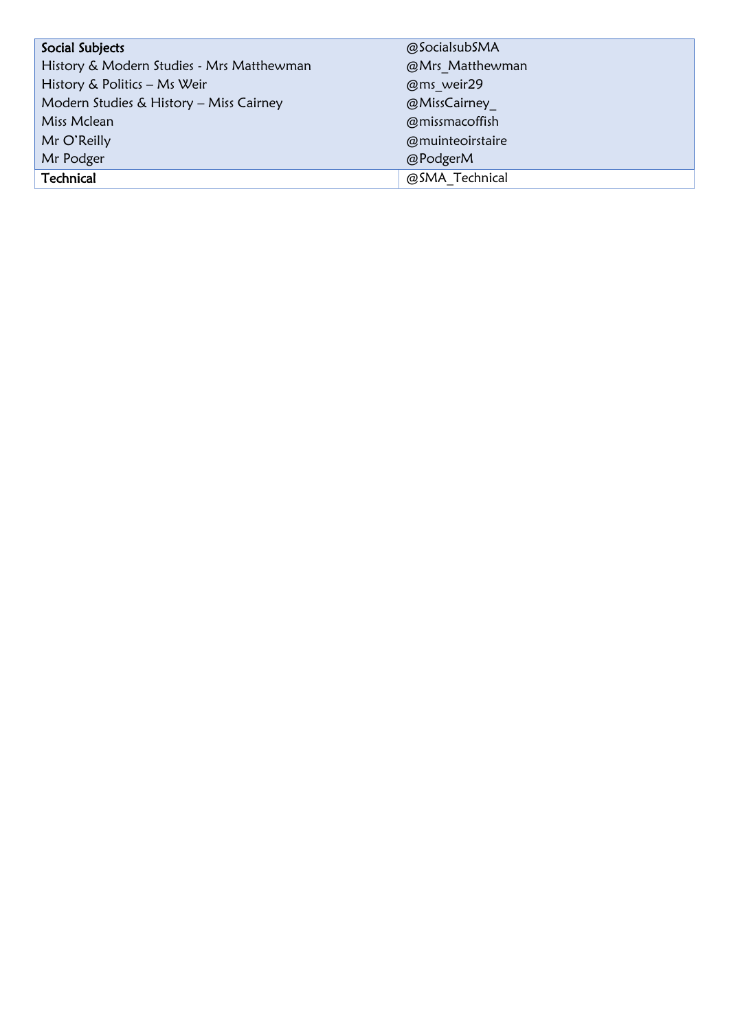| | |
|---|---|
| **Social Subjects** | @SocialsubSMA |
| History & Modern Studies - Mrs Matthewman | @Mrs_Matthewman |
| History & Politics – Ms Weir | @ms_weir29 |
| Modern Studies & History – Miss Cairney | @MissCairney_ |
| Miss Mclean | @missmacoffish |
| Mr O'Reilly | @muinteoirstaire |
| Mr Podger | @PodgerM |
| **Technical** | @SMA_Technical |